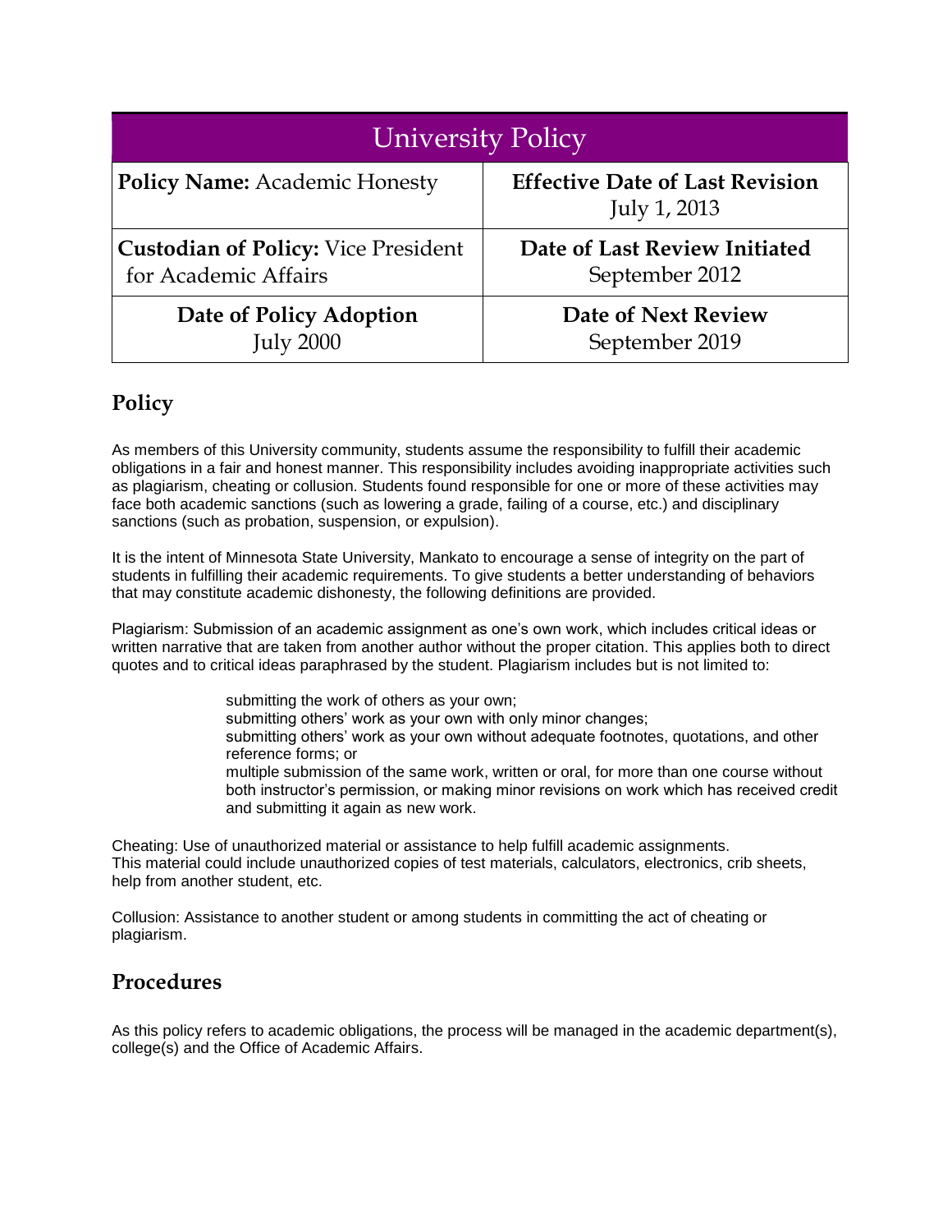| University Policy | |
|---|---|
| **Policy Name:** Academic Honesty | **Effective Date of Last Revision** July 1, 2013 |
| **Custodian of Policy:** Vice President for Academic Affairs | **Date of Last Review Initiated** September 2012 |
| **Date of Policy Adoption** July 2000 | **Date of Next Review** September 2019 |

## Policy

As members of this University community, students assume the responsibility to fulfill their academic obligations in a fair and honest manner. This responsibility includes avoiding inappropriate activities such as plagiarism, cheating or collusion. Students found responsible for one or more of these activities may face both academic sanctions (such as lowering a grade, failing of a course, etc.) and disciplinary sanctions (such as probation, suspension, or expulsion).

It is the intent of Minnesota State University, Mankato to encourage a sense of integrity on the part of students in fulfilling their academic requirements. To give students a better understanding of behaviors that may constitute academic dishonesty, the following definitions are provided.

Plagiarism: Submission of an academic assignment as one's own work, which includes critical ideas or written narrative that are taken from another author without the proper citation. This applies both to direct quotes and to critical ideas paraphrased by the student. Plagiarism includes but is not limited to:

> submitting the work of others as your own;
> submitting others' work as your own with only minor changes;
> submitting others' work as your own without adequate footnotes, quotations, and other reference forms; or
> multiple submission of the same work, written or oral, for more than one course without both instructor's permission, or making minor revisions on work which has received credit and submitting it again as new work.

Cheating: Use of unauthorized material or assistance to help fulfill academic assignments. This material could include unauthorized copies of test materials, calculators, electronics, crib sheets, help from another student, etc.

Collusion: Assistance to another student or among students in committing the act of cheating or plagiarism.

## Procedures

As this policy refers to academic obligations, the process will be managed in the academic department(s), college(s) and the Office of Academic Affairs.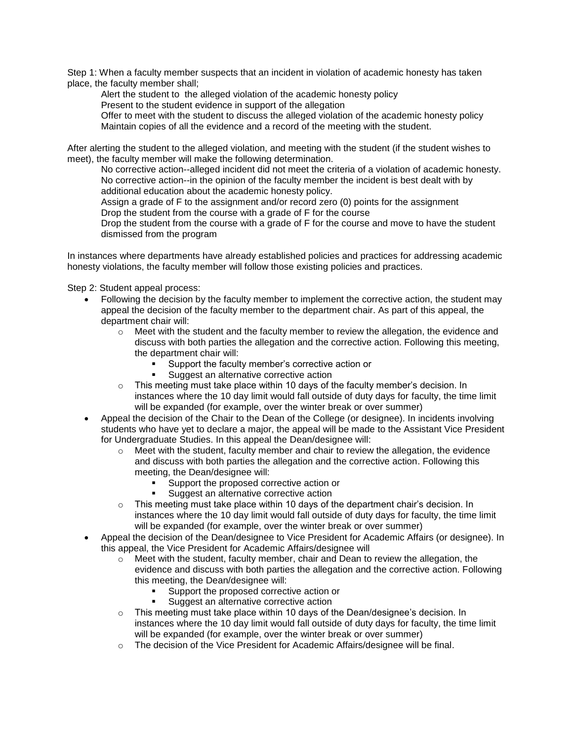Step 1: When a faculty member suspects that an incident in violation of academic honesty has taken place, the faculty member shall;

Alert the student to the alleged violation of the academic honesty policy
Present to the student evidence in support of the allegation
Offer to meet with the student to discuss the alleged violation of the academic honesty policy
Maintain copies of all the evidence and a record of the meeting with the student.

After alerting the student to the alleged violation, and meeting with the student (if the student wishes to meet), the faculty member will make the following determination.

No corrective action--alleged incident did not meet the criteria of a violation of academic honesty.
No corrective action--in the opinion of the faculty member the incident is best dealt with by additional education about the academic honesty policy.
Assign a grade of F to the assignment and/or record zero (0) points for the assignment
Drop the student from the course with a grade of F for the course
Drop the student from the course with a grade of F for the course and move to have the student dismissed from the program

In instances where departments have already established policies and practices for addressing academic honesty violations, the faculty member will follow those existing policies and practices.

Step 2: Student appeal process:

- Following the decision by the faculty member to implement the corrective action, the student may appeal the decision of the faculty member to the department chair. As part of this appeal, the department chair will:
  - Meet with the student and the faculty member to review the allegation, the evidence and discuss with both parties the allegation and the corrective action. Following this meeting, the department chair will:
    - Support the faculty member's corrective action or
    - Suggest an alternative corrective action
  - This meeting must take place within 10 days of the faculty member's decision. In instances where the 10 day limit would fall outside of duty days for faculty, the time limit will be expanded (for example, over the winter break or over summer)
- Appeal the decision of the Chair to the Dean of the College (or designee). In incidents involving students who have yet to declare a major, the appeal will be made to the Assistant Vice President for Undergraduate Studies. In this appeal the Dean/designee will:
  - Meet with the student, faculty member and chair to review the allegation, the evidence and discuss with both parties the allegation and the corrective action. Following this meeting, the Dean/designee will:
    - Support the proposed corrective action or
    - Suggest an alternative corrective action
  - This meeting must take place within 10 days of the department chair's decision. In instances where the 10 day limit would fall outside of duty days for faculty, the time limit will be expanded (for example, over the winter break or over summer)
- Appeal the decision of the Dean/designee to Vice President for Academic Affairs (or designee). In this appeal, the Vice President for Academic Affairs/designee will
  - Meet with the student, faculty member, chair and Dean to review the allegation, the evidence and discuss with both parties the allegation and the corrective action. Following this meeting, the Dean/designee will:
    - Support the proposed corrective action or
    - Suggest an alternative corrective action
  - This meeting must take place within 10 days of the Dean/designee's decision. In instances where the 10 day limit would fall outside of duty days for faculty, the time limit will be expanded (for example, over the winter break or over summer)
  - The decision of the Vice President for Academic Affairs/designee will be final.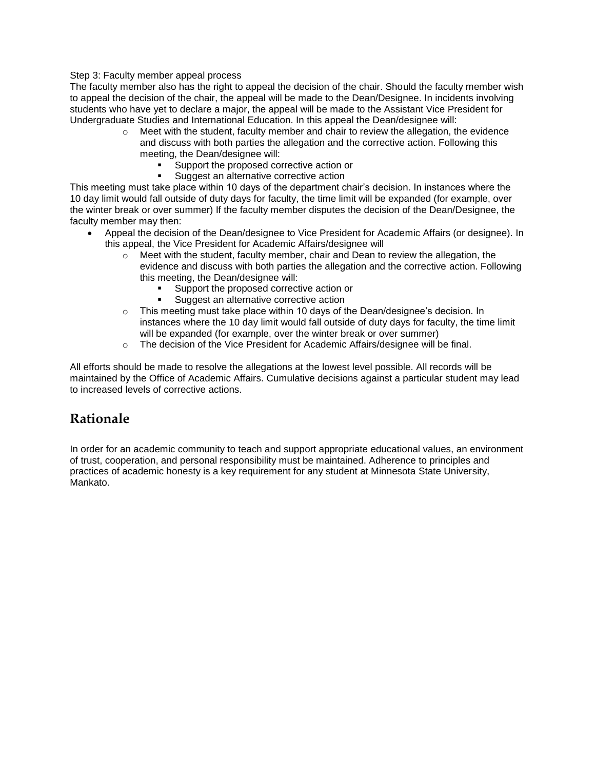Step 3: Faculty member appeal process

The faculty member also has the right to appeal the decision of the chair. Should the faculty member wish to appeal the decision of the chair, the appeal will be made to the Dean/Designee. In incidents involving students who have yet to declare a major, the appeal will be made to the Assistant Vice President for Undergraduate Studies and International Education. In this appeal the Dean/designee will:

- Meet with the student, faculty member and chair to review the allegation, the evidence and discuss with both parties the allegation and the corrective action. Following this meeting, the Dean/designee will:
    - Support the proposed corrective action or
    - Suggest an alternative corrective action

This meeting must take place within 10 days of the department chair's decision. In instances where the 10 day limit would fall outside of duty days for faculty, the time limit will be expanded (for example, over the winter break or over summer) If the faculty member disputes the decision of the Dean/Designee, the faculty member may then:

- Appeal the decision of the Dean/designee to Vice President for Academic Affairs (or designee). In this appeal, the Vice President for Academic Affairs/designee will
    - Meet with the student, faculty member, chair and Dean to review the allegation, the evidence and discuss with both parties the allegation and the corrective action. Following this meeting, the Dean/designee will:
        - Support the proposed corrective action or
        - Suggest an alternative corrective action
    - This meeting must take place within 10 days of the Dean/designee's decision. In instances where the 10 day limit would fall outside of duty days for faculty, the time limit will be expanded (for example, over the winter break or over summer)
    - The decision of the Vice President for Academic Affairs/designee will be final.

All efforts should be made to resolve the allegations at the lowest level possible. All records will be maintained by the Office of Academic Affairs. Cumulative decisions against a particular student may lead to increased levels of corrective actions.

## Rationale

In order for an academic community to teach and support appropriate educational values, an environment of trust, cooperation, and personal responsibility must be maintained. Adherence to principles and practices of academic honesty is a key requirement for any student at Minnesota State University, Mankato.